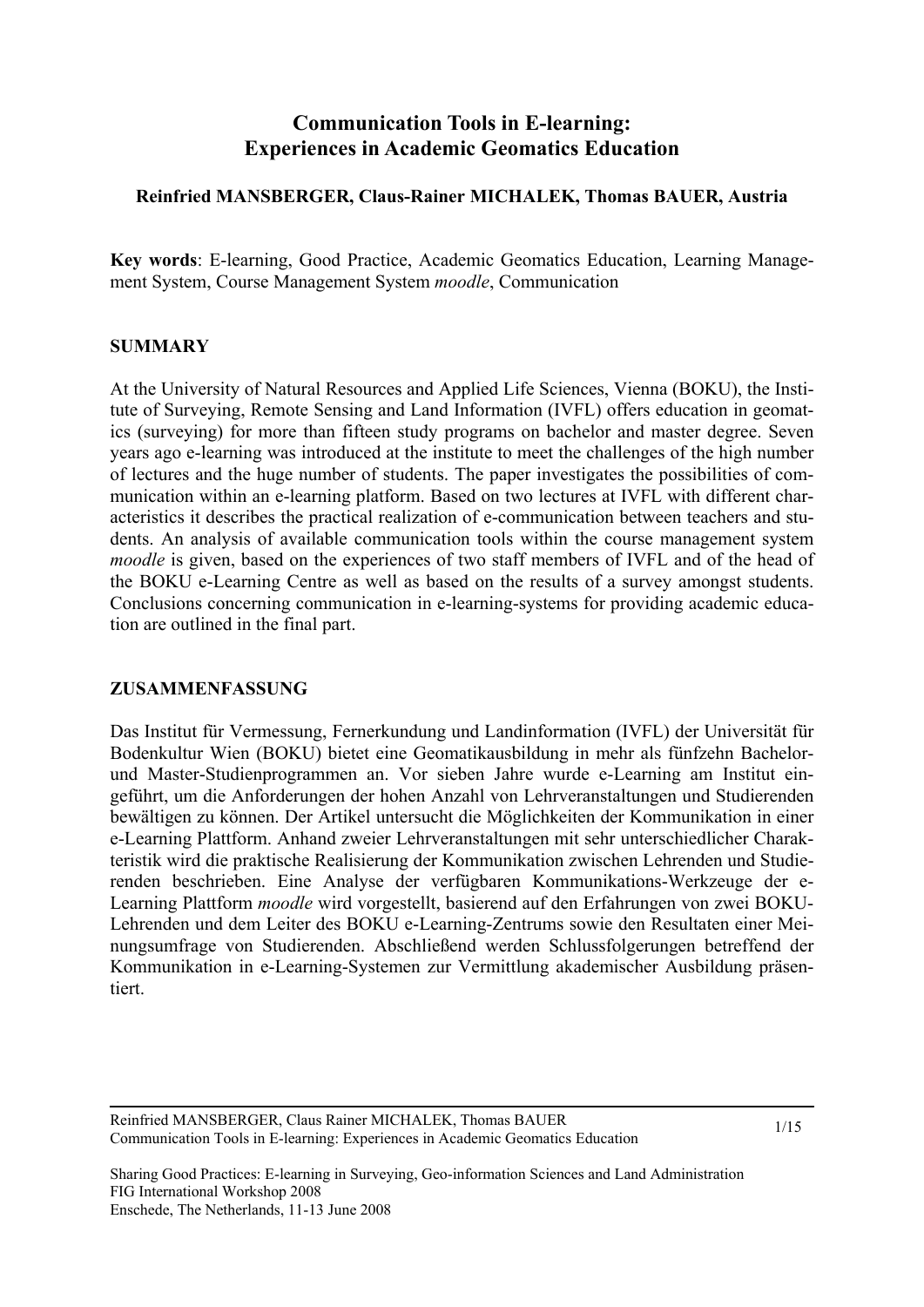# Communication Tools in E-learning: Experiences in Academic Geomatics Education

**Reinfried MANSBERGER, Claus-Rainer MICHALEK, Thomas BAUER, Austria**

**Key words**: E-learning, Good Practice, Academic Geomatics Education, Learning Management System, Course Management System *moodle*, Communication

## SUMMARY

At the University of Natural Resources and Applied Life Sciences, Vienna (BOKU), the Institute of Surveying, Remote Sensing and Land Information (IVFL) offers education in geomatics (surveying) for more than fifteen study programs on bachelor and master degree. Seven years ago e-learning was introduced at the institute to meet the challenges of the high number of lectures and the huge number of students. The paper investigates the possibilities of communication within an e-learning platform. Based on two lectures at IVFL with different characteristics it describes the practical realization of e-communication between teachers and students. An analysis of available communication tools within the course management system *moodle* is given, based on the experiences of two staff members of IVFL and of the head of the BOKU e-Learning Centre as well as based on the results of a survey amongst students. Conclusions concerning communication in e-learning-systems for providing academic education are outlined in the final part.

## ZUSAMMENFASSUNG

Das Institut für Vermessung, Fernerkundung und Landinformation (IVFL) der Universität für Bodenkultur Wien (BOKU) bietet eine Geomatikausbildung in mehr als fünfzehn Bachelor- und Master-Studienprogrammen an. Vor sieben Jahre wurde e-Learning am Institut eingeführt, um die Anforderungen der hohen Anzahl von Lehrveranstaltungen und Studierenden bewältigen zu können. Der Artikel untersucht die Möglichkeiten der Kommunikation in einer e-Learning Plattform. Anhand zweier Lehrveranstaltungen mit sehr unterschiedlicher Charakteristik wird die praktische Realisierung der Kommunikation zwischen Lehrenden und Studierenden beschrieben. Eine Analyse der verfügbaren Kommunikations-Werkzeuge der e-Learning Plattform *moodle* wird vorgestellt, basierend auf den Erfahrungen von zwei BOKU-Lehrenden und dem Leiter des BOKU e-Learning-Zentrums sowie den Resultaten einer Meinungsumfrage von Studierenden. Abschließend werden Schlussfolgerungen betreffend der Kommunikation in e-Learning-Systemen zur Vermittlung akademischer Ausbildung präsentiert.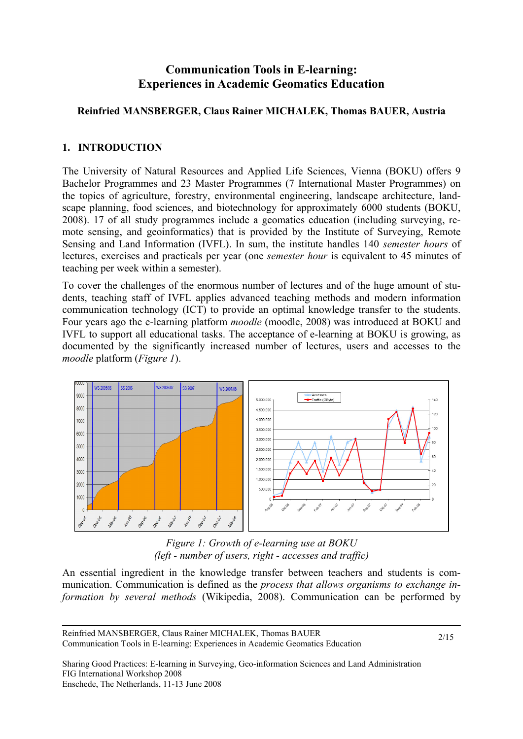## 1. INTRODUCTION

The University of Natural Resources and Applied Life Sciences, Vienna (BOKU) offers 9 Bachelor Programmes and 23 Master Programmes (7 International Master Programmes) on the topics of agriculture, forestry, environmental engineering, landscape architecture, landscape planning, food sciences, and biotechnology for approximately 6000 students (BOKU, 2008). 17 of all study programmes include a geomatics education (including surveying, remote sensing, and geoinformatics) that is provided by the Institute of Surveying, Remote Sensing and Land Information (IVFL). In sum, the institute handles 140 *semester hours* of lectures, exercises and practicals per year (one *semester hour* is equivalent to 45 minutes of teaching per week within a semester).

To cover the challenges of the enormous number of lectures and of the huge amount of students, teaching staff of IVFL applies advanced teaching methods and modern information communication technology (ICT) to provide an optimal knowledge transfer to the students. Four years ago the e-learning platform *moodle* (moodle, 2008) was introduced at BOKU and IVFL to support all educational tasks. The acceptance of e-learning at BOKU is growing, as documented by the significantly increased number of lectures, users and accesses to the *moodle* platform (*Figure 1*).

*Figure 1: Growth of e-learning use at BOKU*
*(left - number of users, right - accesses and traffic)*

An essential ingredient in the knowledge transfer between teachers and students is communication. Communication is defined as the *process that allows organisms to exchange information by several methods* (Wikipedia, 2008). Communication can be performed by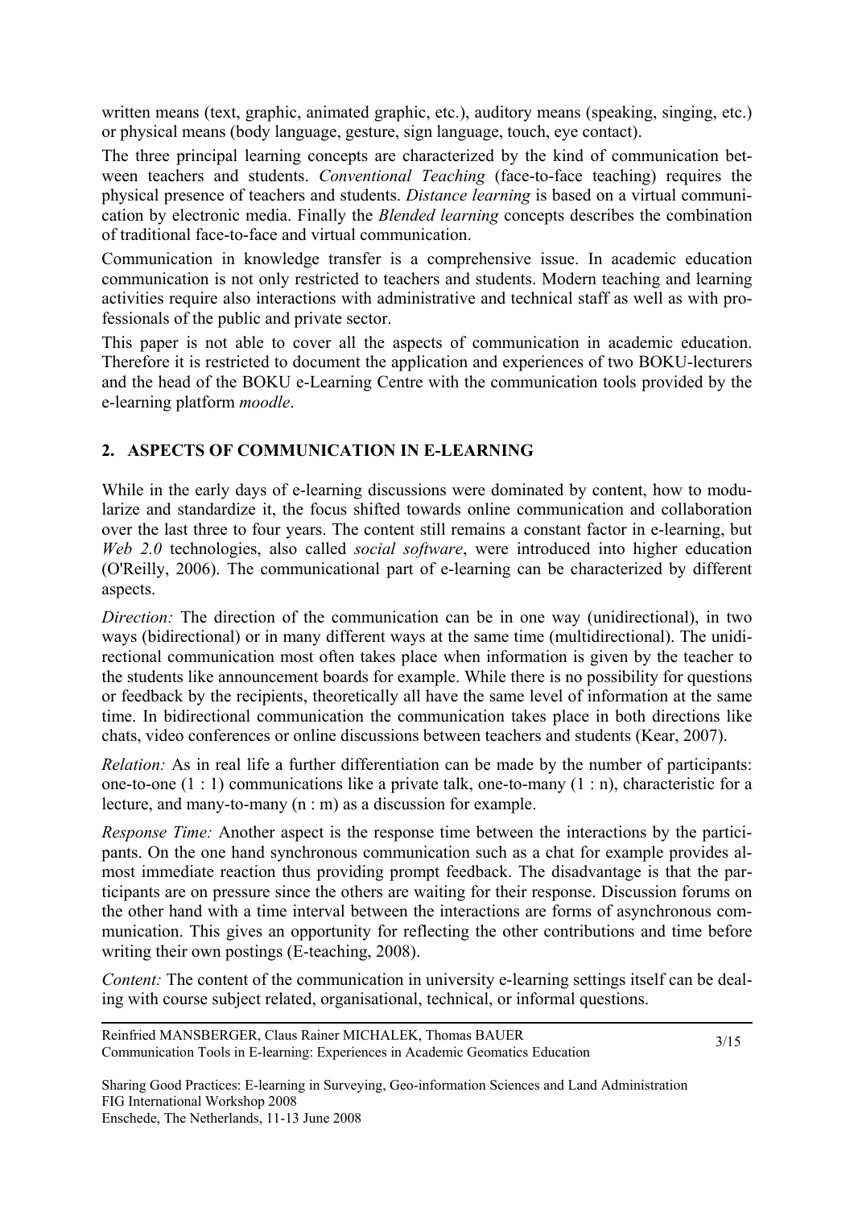written means (text, graphic, animated graphic, etc.), auditory means (speaking, singing, etc.) or physical means (body language, gesture, sign language, touch, eye contact).

The three principal learning concepts are characterized by the kind of communication between teachers and students. *Conventional Teaching* (face-to-face teaching) requires the physical presence of teachers and students. *Distance learning* is based on a virtual communication by electronic media. Finally the *Blended learning* concepts describes the combination of traditional face-to-face and virtual communication.

Communication in knowledge transfer is a comprehensive issue. In academic education communication is not only restricted to teachers and students. Modern teaching and learning activities require also interactions with administrative and technical staff as well as with professionals of the public and private sector.

This paper is not able to cover all the aspects of communication in academic education. Therefore it is restricted to document the application and experiences of two BOKU-lecturers and the head of the BOKU e-Learning Centre with the communication tools provided by the e-learning platform *moodle*.

## 2. ASPECTS OF COMMUNICATION IN E-LEARNING

While in the early days of e-learning discussions were dominated by content, how to modularize and standardize it, the focus shifted towards online communication and collaboration over the last three to four years. The content still remains a constant factor in e-learning, but *Web 2.0* technologies, also called *social software*, were introduced into higher education (O'Reilly, 2006). The communicational part of e-learning can be characterized by different aspects.

*Direction:* The direction of the communication can be in one way (unidirectional), in two ways (bidirectional) or in many different ways at the same time (multidirectional). The unidirectional communication most often takes place when information is given by the teacher to the students like announcement boards for example. While there is no possibility for questions or feedback by the recipients, theoretically all have the same level of information at the same time. In bidirectional communication the communication takes place in both directions like chats, video conferences or online discussions between teachers and students (Kear, 2007).

*Relation:* As in real life a further differentiation can be made by the number of participants: one-to-one (1 : 1) communications like a private talk, one-to-many (1 : n), characteristic for a lecture, and many-to-many (n : m) as a discussion for example.

*Response Time:* Another aspect is the response time between the interactions by the participants. On the one hand synchronous communication such as a chat for example provides almost immediate reaction thus providing prompt feedback. The disadvantage is that the participants are on pressure since the others are waiting for their response. Discussion forums on the other hand with a time interval between the interactions are forms of asynchronous communication. This gives an opportunity for reflecting the other contributions and time before writing their own postings (E-teaching, 2008).

*Content:* The content of the communication in university e-learning settings itself can be dealing with course subject related, organisational, technical, or informal questions.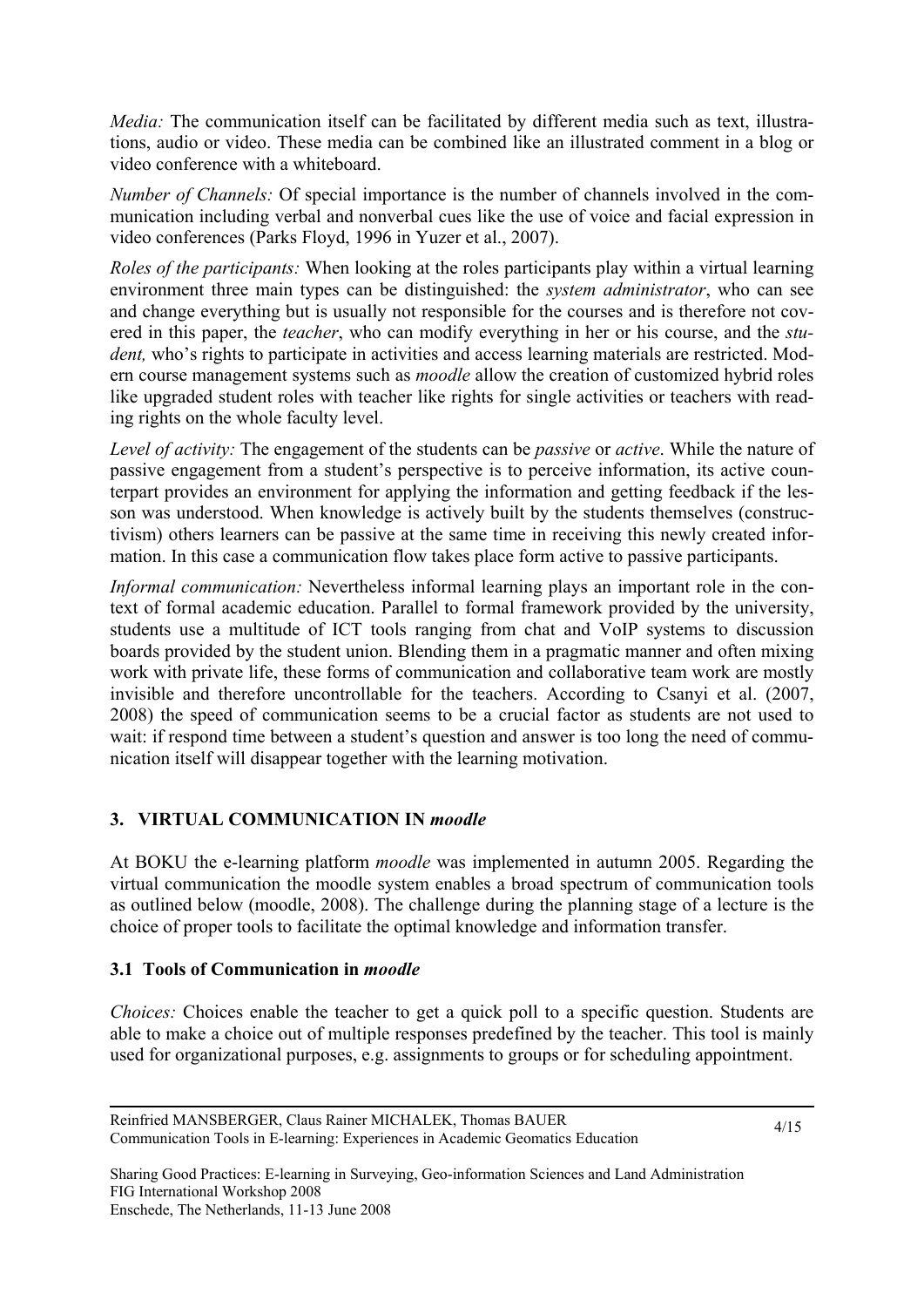*Media:* The communication itself can be facilitated by different media such as text, illustrations, audio or video. These media can be combined like an illustrated comment in a blog or video conference with a whiteboard.

*Number of Channels:* Of special importance is the number of channels involved in the communication including verbal and nonverbal cues like the use of voice and facial expression in video conferences (Parks Floyd, 1996 in Yuzer et al., 2007).

*Roles of the participants:* When looking at the roles participants play within a virtual learning environment three main types can be distinguished: the *system administrator*, who can see and change everything but is usually not responsible for the courses and is therefore not covered in this paper, the *teacher*, who can modify everything in her or his course, and the *student,* who's rights to participate in activities and access learning materials are restricted. Modern course management systems such as *moodle* allow the creation of customized hybrid roles like upgraded student roles with teacher like rights for single activities or teachers with reading rights on the whole faculty level.

*Level of activity:* The engagement of the students can be *passive* or *active*. While the nature of passive engagement from a student's perspective is to perceive information, its active counterpart provides an environment for applying the information and getting feedback if the lesson was understood. When knowledge is actively built by the students themselves (constructivism) others learners can be passive at the same time in receiving this newly created information. In this case a communication flow takes place form active to passive participants.

*Informal communication:* Nevertheless informal learning plays an important role in the context of formal academic education. Parallel to formal framework provided by the university, students use a multitude of ICT tools ranging from chat and VoIP systems to discussion boards provided by the student union. Blending them in a pragmatic manner and often mixing work with private life, these forms of communication and collaborative team work are mostly invisible and therefore uncontrollable for the teachers. According to Csanyi et al. (2007, 2008) the speed of communication seems to be a crucial factor as students are not used to wait: if respond time between a student's question and answer is too long the need of communication itself will disappear together with the learning motivation.

## 3. VIRTUAL COMMUNICATION IN *moodle*

At BOKU the e-learning platform *moodle* was implemented in autumn 2005. Regarding the virtual communication the moodle system enables a broad spectrum of communication tools as outlined below (moodle, 2008). The challenge during the planning stage of a lecture is the choice of proper tools to facilitate the optimal knowledge and information transfer.

### 3.1 Tools of Communication in *moodle*

*Choices:* Choices enable the teacher to get a quick poll to a specific question. Students are able to make a choice out of multiple responses predefined by the teacher. This tool is mainly used for organizational purposes, e.g. assignments to groups or for scheduling appointment.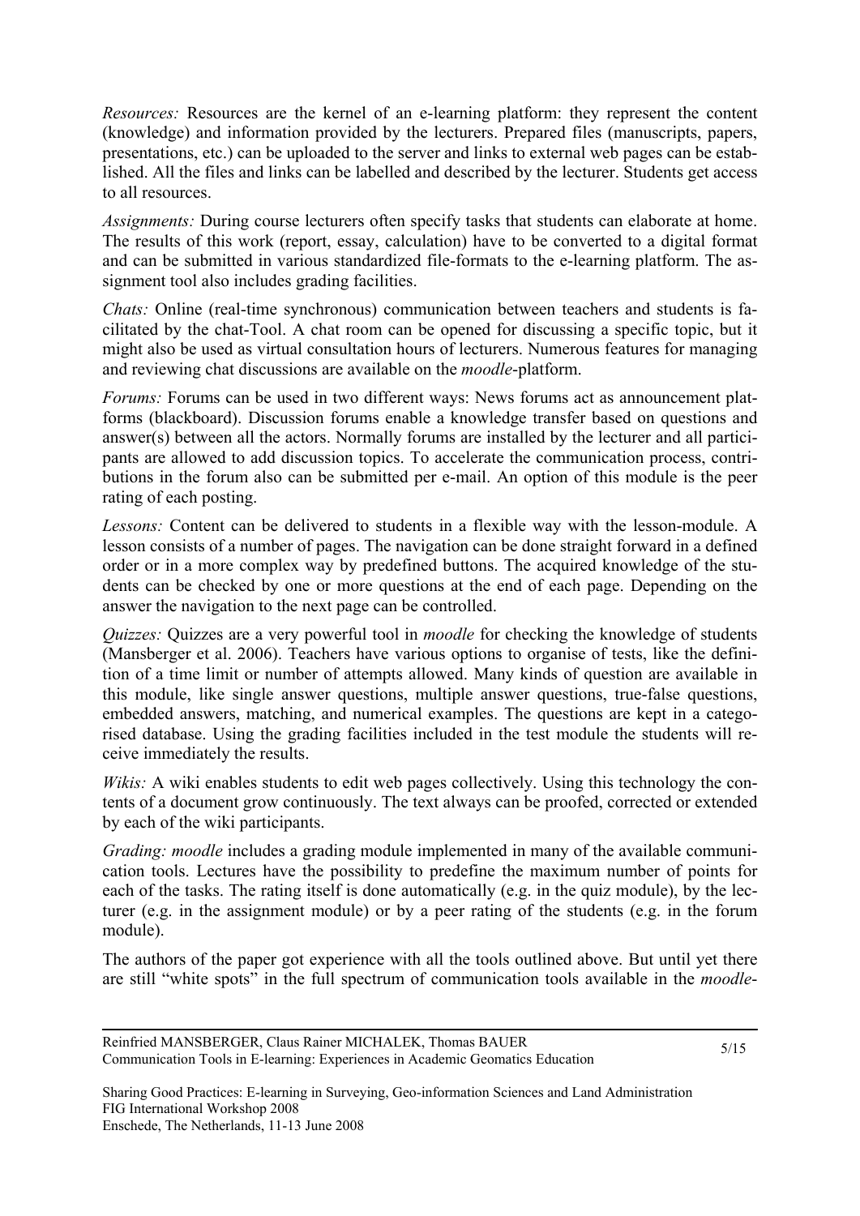*Resources:* Resources are the kernel of an e-learning platform: they represent the content (knowledge) and information provided by the lecturers. Prepared files (manuscripts, papers, presentations, etc.) can be uploaded to the server and links to external web pages can be established. All the files and links can be labelled and described by the lecturer. Students get access to all resources.

*Assignments:* During course lecturers often specify tasks that students can elaborate at home. The results of this work (report, essay, calculation) have to be converted to a digital format and can be submitted in various standardized file-formats to the e-learning platform. The assignment tool also includes grading facilities.

*Chats:* Online (real-time synchronous) communication between teachers and students is facilitated by the chat-Tool. A chat room can be opened for discussing a specific topic, but it might also be used as virtual consultation hours of lecturers. Numerous features for managing and reviewing chat discussions are available on the *moodle*-platform.

*Forums:* Forums can be used in two different ways: News forums act as announcement platforms (blackboard). Discussion forums enable a knowledge transfer based on questions and answer(s) between all the actors. Normally forums are installed by the lecturer and all participants are allowed to add discussion topics. To accelerate the communication process, contributions in the forum also can be submitted per e-mail. An option of this module is the peer rating of each posting.

*Lessons:* Content can be delivered to students in a flexible way with the lesson-module. A lesson consists of a number of pages. The navigation can be done straight forward in a defined order or in a more complex way by predefined buttons. The acquired knowledge of the students can be checked by one or more questions at the end of each page. Depending on the answer the navigation to the next page can be controlled.

*Quizzes:* Quizzes are a very powerful tool in *moodle* for checking the knowledge of students (Mansberger et al. 2006). Teachers have various options to organise of tests, like the definition of a time limit or number of attempts allowed. Many kinds of question are available in this module, like single answer questions, multiple answer questions, true-false questions, embedded answers, matching, and numerical examples. The questions are kept in a categorised database. Using the grading facilities included in the test module the students will receive immediately the results.

*Wikis:* A wiki enables students to edit web pages collectively. Using this technology the contents of a document grow continuously. The text always can be proofed, corrected or extended by each of the wiki participants.

*Grading: moodle* includes a grading module implemented in many of the available communication tools. Lectures have the possibility to predefine the maximum number of points for each of the tasks. The rating itself is done automatically (e.g. in the quiz module), by the lecturer (e.g. in the assignment module) or by a peer rating of the students (e.g. in the forum module).

The authors of the paper got experience with all the tools outlined above. But until yet there are still "white spots" in the full spectrum of communication tools available in the *moodle*-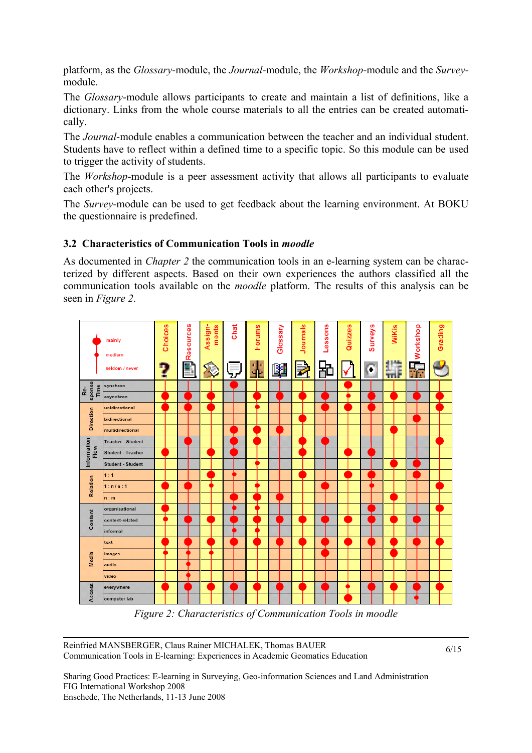platform, as the *Glossary*-module, the *Journal*-module, the *Workshop*-module and the *Survey*-module.

The *Glossary*-module allows participants to create and maintain a list of definitions, like a dictionary. Links from the whole course materials to all the entries can be created automatically.

The *Journal*-module enables a communication between the teacher and an individual student. Students have to reflect within a defined time to a specific topic. So this module can be used to trigger the activity of students.

The *Workshop*-module is a peer assessment activity that allows all participants to evaluate each other's projects.

The *Survey*-module can be used to get feedback about the learning environment. At BOKU the questionnaire is predefined.

### 3.2 Characteristics of Communication Tools in *moodle*

As documented in *Chapter 2* the communication tools in an e-learning system can be characterized by different aspects. Based on their own experiences the authors classified all the communication tools available on the *moodle* platform. The results of this analysis can be seen in *Figure 2*.

Legend: ● mainly, • medium, (empty) seldom / never

| | | Choices | Resources | Assign-ments | Chat | Forums | Glossary | Journals | Lessons | Quizzes | Surveys | WiKis | Workshop | Grading |
|---|---|---|---|---|---|---|---|---|---|---|---|---|---|---|
| Response Time | synchron | | | | ● | | | | | ● | | | | |
| | asynchron | ● | ● | ● | | ● | ● | ● | ● | • | ● | ● | ● | ● |
| Direction | unidirectional | ● | ● | ● | | • | | | ● | ● | ● | | | ● |
| | bidirectional | | | | | | | ● | | | | | ● | |
| | multidirectional | | | | ● | ● | ● | | | | | ● | | |
| Information Flow | Teacher - Student | | ● | | ● | ● | | ● | ● | | | | | ● |
| | Student - Teacher | ● | | ● | ● | | | ● | | ● | ● | | | |
| | Student - Student | | | | | • | | | | | | ● | ● | |
| Relation | 1 : 1 | | | ● | • | | | ● | | ● | ● | | ● | |
| | 1 : n / n : 1 | ● | ● | • | | • | | | ● | | • | | | ● |
| | n : m | | | | ● | ● | ● | | | | | ● | | |
| Content | organisational | ● | | | • | • | | | | | ● | | | ● |
| | content-related | • | ● | ● | ● | ● | ● | ● | ● | ● | ● | ● | ● | |
| | informal | | | | • | • | | | | | | | | |
| Media | text | ● | ● | ● | ● | ● | ● | ● | ● | ● | ● | ● | ● | ● |
| | images | • | • | • | | | | | ● | | | ● | | |
| | audio | | • | | | | | | | | | | | |
| | video | | • | | | | | | | | | | | |
| Access | everywhere | ● | ● | ● | ● | ● | ● | ● | ● | • | ● | ● | ● | ● |
| | computer lab | | | | | | | | | ● | | | • | |

*Figure 2: Characteristics of Communication Tools in moodle*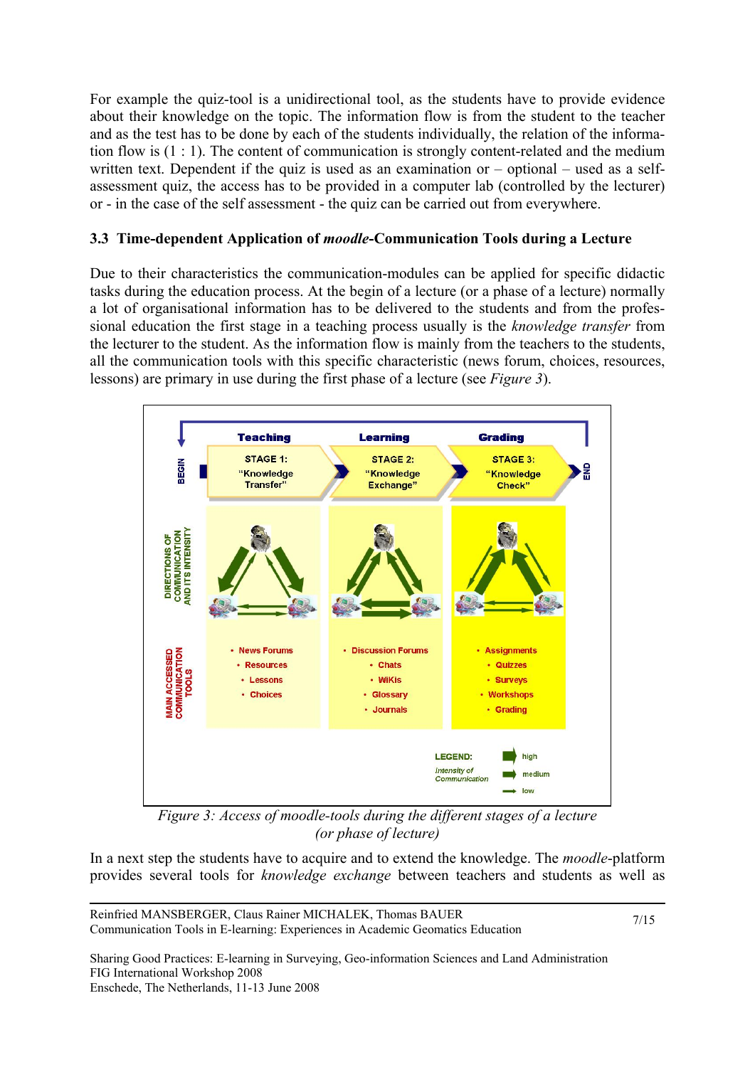For example the quiz-tool is a unidirectional tool, as the students have to provide evidence about their knowledge on the topic. The information flow is from the student to the teacher and as the test has to be done by each of the students individually, the relation of the information flow is (1 : 1). The content of communication is strongly content-related and the medium written text. Dependent if the quiz is used as an examination or – optional – used as a self-assessment quiz, the access has to be provided in a computer lab (controlled by the lecturer) or - in the case of the self assessment - the quiz can be carried out from everywhere.

### 3.3 Time-dependent Application of *moodle*-Communication Tools during a Lecture

Due to their characteristics the communication-modules can be applied for specific didactic tasks during the education process. At the begin of a lecture (or a phase of a lecture) normally a lot of organisational information has to be delivered to the students and from the professional education the first stage in a teaching process usually is the *knowledge transfer* from the lecturer to the student. As the information flow is mainly from the teachers to the students, all the communication tools with this specific characteristic (news forum, choices, resources, lessons) are primary in use during the first phase of a lecture (see *Figure 3*).

*Figure 3: Access of moodle-tools during the different stages of a lecture (or phase of lecture)*

In a next step the students have to acquire and to extend the knowledge. The *moodle*-platform provides several tools for *knowledge exchange* between teachers and students as well as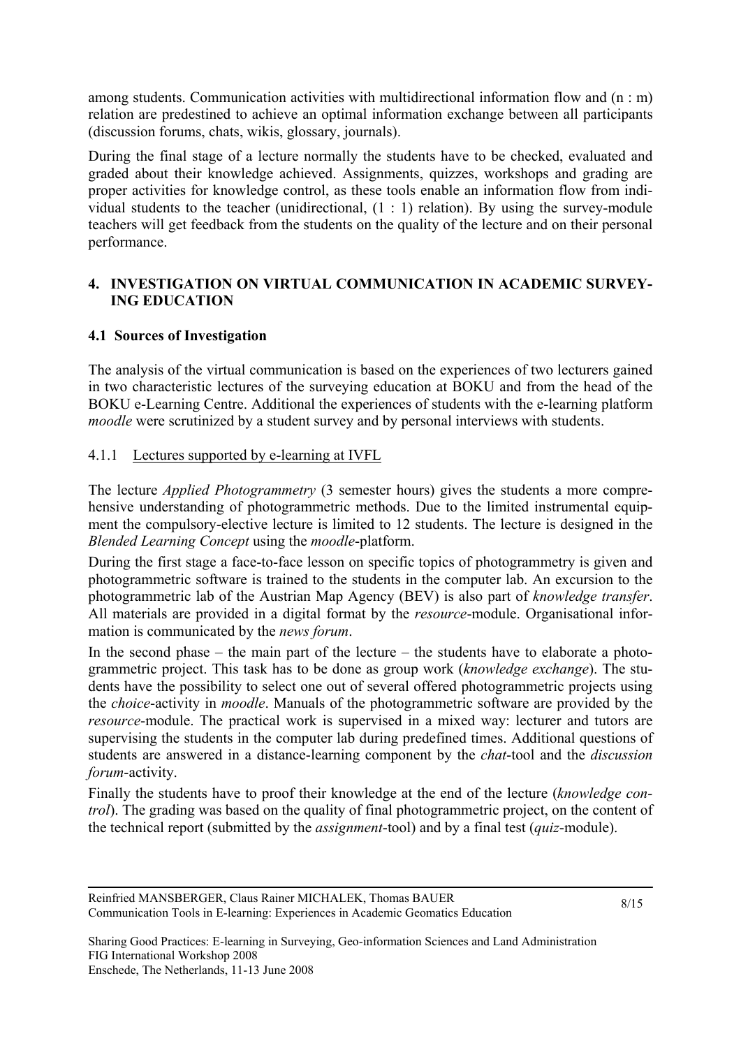among students. Communication activities with multidirectional information flow and (n : m) relation are predestined to achieve an optimal information exchange between all participants (discussion forums, chats, wikis, glossary, journals).

During the final stage of a lecture normally the students have to be checked, evaluated and graded about their knowledge achieved. Assignments, quizzes, workshops and grading are proper activities for knowledge control, as these tools enable an information flow from individual students to the teacher (unidirectional, (1 : 1) relation). By using the survey-module teachers will get feedback from the students on the quality of the lecture and on their personal performance.

## 4. INVESTIGATION ON VIRTUAL COMMUNICATION IN ACADEMIC SURVEYING EDUCATION

### 4.1 Sources of Investigation

The analysis of the virtual communication is based on the experiences of two lecturers gained in two characteristic lectures of the surveying education at BOKU and from the head of the BOKU e-Learning Centre. Additional the experiences of students with the e-learning platform *moodle* were scrutinized by a student survey and by personal interviews with students.

#### 4.1.1 Lectures supported by e-learning at IVFL

The lecture *Applied Photogrammetry* (3 semester hours) gives the students a more comprehensive understanding of photogrammetric methods. Due to the limited instrumental equipment the compulsory-elective lecture is limited to 12 students. The lecture is designed in the *Blended Learning Concept* using the *moodle*-platform.

During the first stage a face-to-face lesson on specific topics of photogrammetry is given and photogrammetric software is trained to the students in the computer lab. An excursion to the photogrammetric lab of the Austrian Map Agency (BEV) is also part of *knowledge transfer*. All materials are provided in a digital format by the *resource*-module. Organisational information is communicated by the *news forum*.

In the second phase – the main part of the lecture – the students have to elaborate a photogrammetric project. This task has to be done as group work (*knowledge exchange*). The students have the possibility to select one out of several offered photogrammetric projects using the *choice*-activity in *moodle*. Manuals of the photogrammetric software are provided by the *resource*-module. The practical work is supervised in a mixed way: lecturer and tutors are supervising the students in the computer lab during predefined times. Additional questions of students are answered in a distance-learning component by the *chat*-tool and the *discussion forum*-activity.

Finally the students have to proof their knowledge at the end of the lecture (*knowledge control*). The grading was based on the quality of final photogrammetric project, on the content of the technical report (submitted by the *assignment*-tool) and by a final test (*quiz*-module).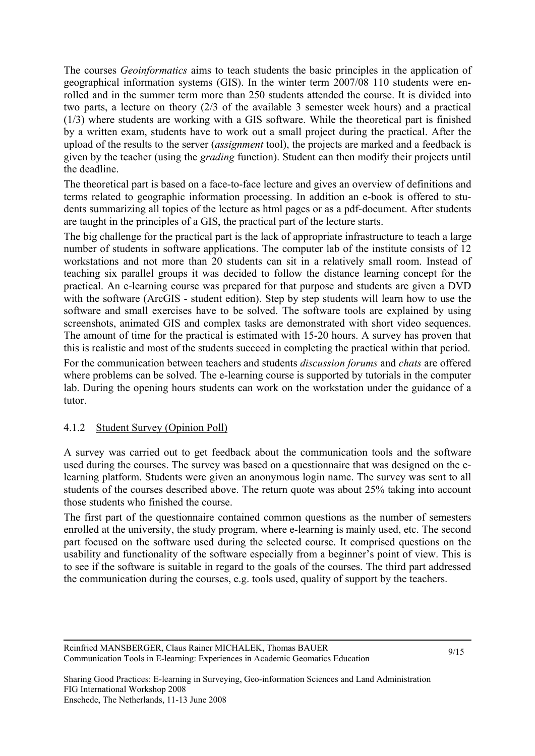The courses *Geoinformatics* aims to teach students the basic principles in the application of geographical information systems (GIS). In the winter term 2007/08 110 students were enrolled and in the summer term more than 250 students attended the course. It is divided into two parts, a lecture on theory (2/3 of the available 3 semester week hours) and a practical (1/3) where students are working with a GIS software. While the theoretical part is finished by a written exam, students have to work out a small project during the practical. After the upload of the results to the server (*assignment* tool), the projects are marked and a feedback is given by the teacher (using the *grading* function). Student can then modify their projects until the deadline.

The theoretical part is based on a face-to-face lecture and gives an overview of definitions and terms related to geographic information processing. In addition an e-book is offered to students summarizing all topics of the lecture as html pages or as a pdf-document. After students are taught in the principles of a GIS, the practical part of the lecture starts.

The big challenge for the practical part is the lack of appropriate infrastructure to teach a large number of students in software applications. The computer lab of the institute consists of 12 workstations and not more than 20 students can sit in a relatively small room. Instead of teaching six parallel groups it was decided to follow the distance learning concept for the practical. An e-learning course was prepared for that purpose and students are given a DVD with the software (ArcGIS - student edition). Step by step students will learn how to use the software and small exercises have to be solved. The software tools are explained by using screenshots, animated GIS and complex tasks are demonstrated with short video sequences. The amount of time for the practical is estimated with 15-20 hours. A survey has proven that this is realistic and most of the students succeed in completing the practical within that period.

For the communication between teachers and students *discussion forums* and *chats* are offered where problems can be solved. The e-learning course is supported by tutorials in the computer lab. During the opening hours students can work on the workstation under the guidance of a tutor.

#### 4.1.2 Student Survey (Opinion Poll)

A survey was carried out to get feedback about the communication tools and the software used during the courses. The survey was based on a questionnaire that was designed on the e-learning platform. Students were given an anonymous login name. The survey was sent to all students of the courses described above. The return quote was about 25% taking into account those students who finished the course.

The first part of the questionnaire contained common questions as the number of semesters enrolled at the university, the study program, where e-learning is mainly used, etc. The second part focused on the software used during the selected course. It comprised questions on the usability and functionality of the software especially from a beginner's point of view. This is to see if the software is suitable in regard to the goals of the courses. The third part addressed the communication during the courses, e.g. tools used, quality of support by the teachers.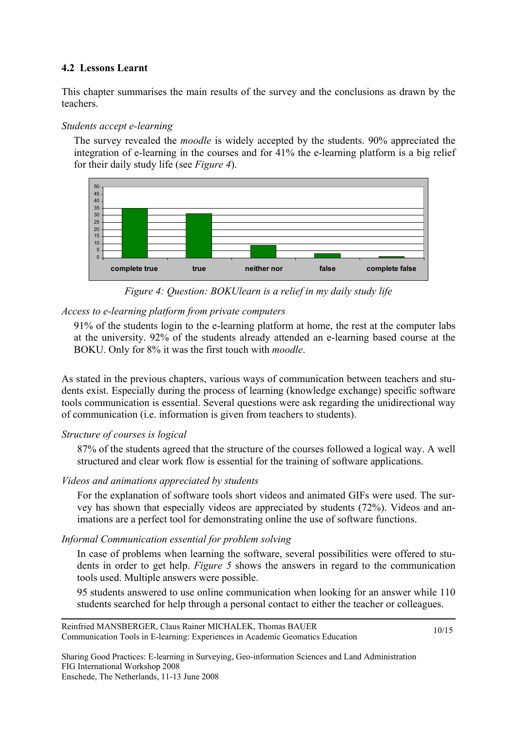### 4.2 Lessons Learnt

This chapter summarises the main results of the survey and the conclusions as drawn by the teachers.

*Students accept e-learning*

The survey revealed the *moodle* is widely accepted by the students. 90% appreciated the integration of e-learning in the courses and for 41% the e-learning platform is a big relief for their daily study life (see *Figure 4*).

*Figure 4: Question: BOKUlearn is a relief in my daily study life*

*Access to e-learning platform from private computers*

91% of the students login to the e-learning platform at home, the rest at the computer labs at the university. 92% of the students already attended an e-learning based course at the BOKU. Only for 8% it was the first touch with *moodle*.

As stated in the previous chapters, various ways of communication between teachers and students exist. Especially during the process of learning (knowledge exchange) specific software tools communication is essential. Several questions were ask regarding the unidirectional way of communication (i.e. information is given from teachers to students).

*Structure of courses is logical*

87% of the students agreed that the structure of the courses followed a logical way. A well structured and clear work flow is essential for the training of software applications.

*Videos and animations appreciated by students*

For the explanation of software tools short videos and animated GIFs were used. The survey has shown that especially videos are appreciated by students (72%). Videos and animations are a perfect tool for demonstrating online the use of software functions.

*Informal Communication essential for problem solving*

In case of problems when learning the software, several possibilities were offered to students in order to get help. *Figure 5* shows the answers in regard to the communication tools used. Multiple answers were possible.

95 students answered to use online communication when looking for an answer while 110 students searched for help through a personal contact to either the teacher or colleagues.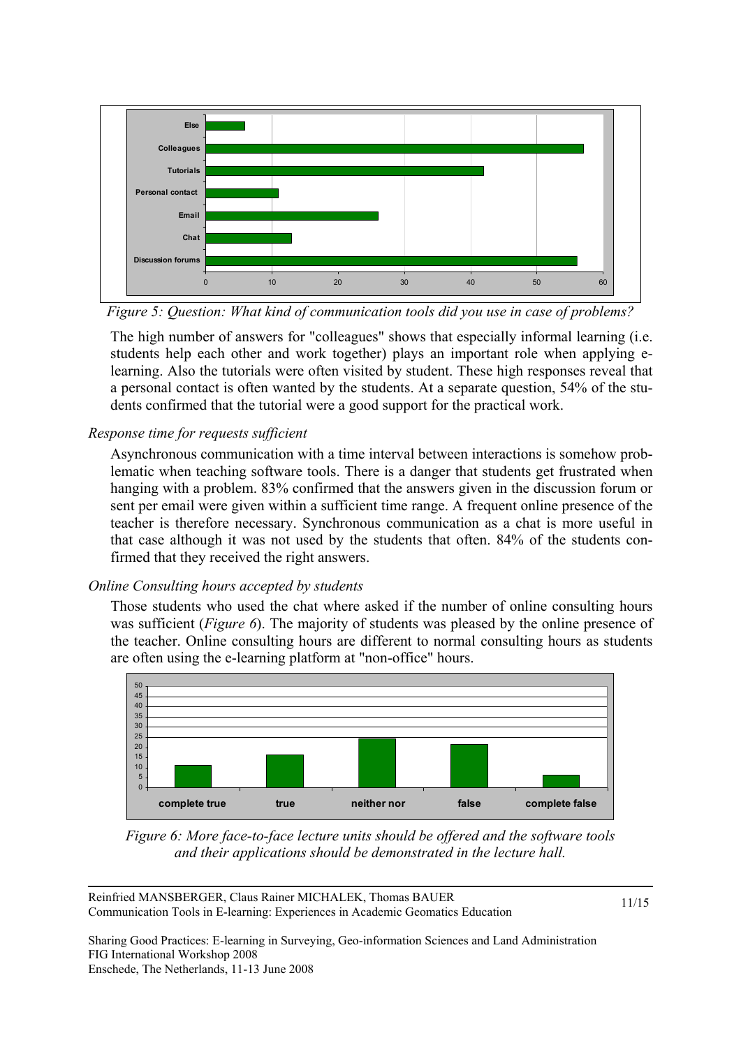*Figure 5: Question: What kind of communication tools did you use in case of problems?*

The high number of answers for "colleagues" shows that especially informal learning (i.e. students help each other and work together) plays an important role when applying e-learning. Also the tutorials were often visited by student. These high responses reveal that a personal contact is often wanted by the students. At a separate question, 54% of the students confirmed that the tutorial were a good support for the practical work.

*Response time for requests sufficient*

Asynchronous communication with a time interval between interactions is somehow problematic when teaching software tools. There is a danger that students get frustrated when hanging with a problem. 83% confirmed that the answers given in the discussion forum or sent per email were given within a sufficient time range. A frequent online presence of the teacher is therefore necessary. Synchronous communication as a chat is more useful in that case although it was not used by the students that often. 84% of the students confirmed that they received the right answers.

*Online Consulting hours accepted by students*

Those students who used the chat where asked if the number of online consulting hours was sufficient (*Figure 6*). The majority of students was pleased by the online presence of the teacher. Online consulting hours are different to normal consulting hours as students are often using the e-learning platform at "non-office" hours.

*Figure 6: More face-to-face lecture units should be offered and the software tools and their applications should be demonstrated in the lecture hall.*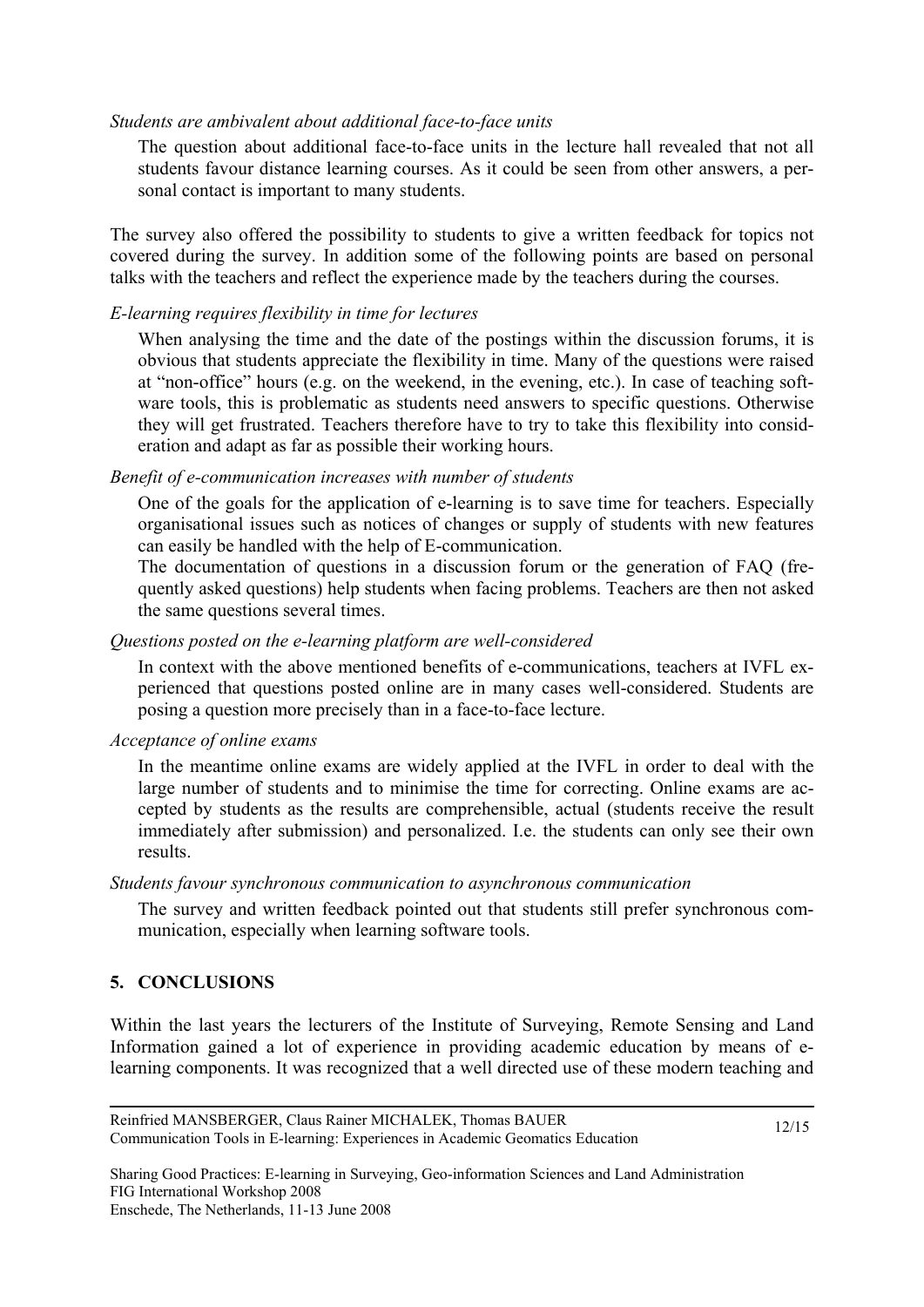*Students are ambivalent about additional face-to-face units*

The question about additional face-to-face units in the lecture hall revealed that not all students favour distance learning courses. As it could be seen from other answers, a personal contact is important to many students.

The survey also offered the possibility to students to give a written feedback for topics not covered during the survey. In addition some of the following points are based on personal talks with the teachers and reflect the experience made by the teachers during the courses.

*E-learning requires flexibility in time for lectures*

When analysing the time and the date of the postings within the discussion forums, it is obvious that students appreciate the flexibility in time. Many of the questions were raised at "non-office" hours (e.g. on the weekend, in the evening, etc.). In case of teaching software tools, this is problematic as students need answers to specific questions. Otherwise they will get frustrated. Teachers therefore have to try to take this flexibility into consideration and adapt as far as possible their working hours.

*Benefit of e-communication increases with number of students*

One of the goals for the application of e-learning is to save time for teachers. Especially organisational issues such as notices of changes or supply of students with new features can easily be handled with the help of E-communication.

The documentation of questions in a discussion forum or the generation of FAQ (frequently asked questions) help students when facing problems. Teachers are then not asked the same questions several times.

*Questions posted on the e-learning platform are well-considered*

In context with the above mentioned benefits of e-communications, teachers at IVFL experienced that questions posted online are in many cases well-considered. Students are posing a question more precisely than in a face-to-face lecture.

*Acceptance of online exams*

In the meantime online exams are widely applied at the IVFL in order to deal with the large number of students and to minimise the time for correcting. Online exams are accepted by students as the results are comprehensible, actual (students receive the result immediately after submission) and personalized. I.e. the students can only see their own results.

*Students favour synchronous communication to asynchronous communication*

The survey and written feedback pointed out that students still prefer synchronous communication, especially when learning software tools.

## 5. CONCLUSIONS

Within the last years the lecturers of the Institute of Surveying, Remote Sensing and Land Information gained a lot of experience in providing academic education by means of e-learning components. It was recognized that a well directed use of these modern teaching and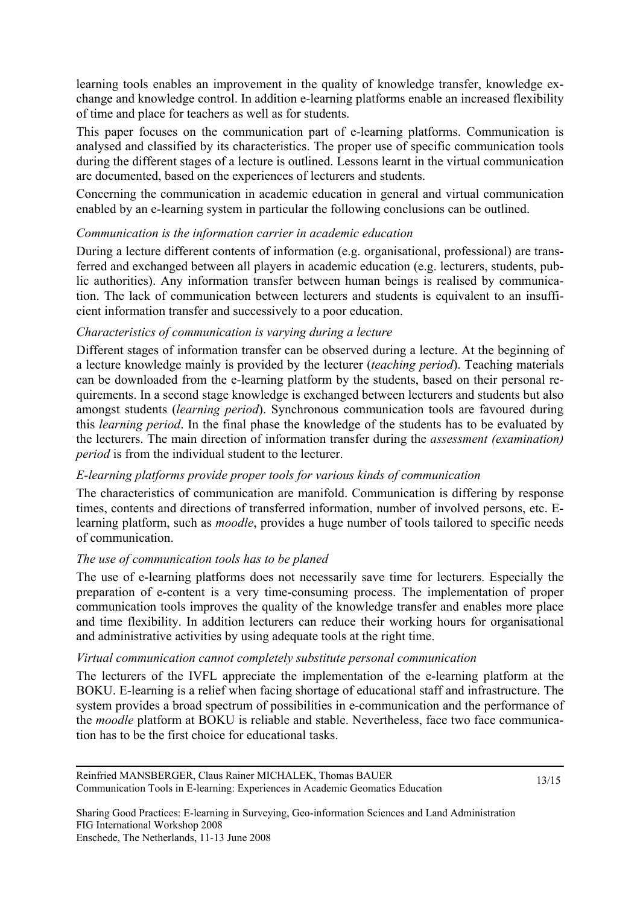learning tools enables an improvement in the quality of knowledge transfer, knowledge exchange and knowledge control. In addition e-learning platforms enable an increased flexibility of time and place for teachers as well as for students.

This paper focuses on the communication part of e-learning platforms. Communication is analysed and classified by its characteristics. The proper use of specific communication tools during the different stages of a lecture is outlined. Lessons learnt in the virtual communication are documented, based on the experiences of lecturers and students.

Concerning the communication in academic education in general and virtual communication enabled by an e-learning system in particular the following conclusions can be outlined.

*Communication is the information carrier in academic education*

During a lecture different contents of information (e.g. organisational, professional) are transferred and exchanged between all players in academic education (e.g. lecturers, students, public authorities). Any information transfer between human beings is realised by communication. The lack of communication between lecturers and students is equivalent to an insufficient information transfer and successively to a poor education.

*Characteristics of communication is varying during a lecture*

Different stages of information transfer can be observed during a lecture. At the beginning of a lecture knowledge mainly is provided by the lecturer (*teaching period*). Teaching materials can be downloaded from the e-learning platform by the students, based on their personal requirements. In a second stage knowledge is exchanged between lecturers and students but also amongst students (*learning period*). Synchronous communication tools are favoured during this *learning period*. In the final phase the knowledge of the students has to be evaluated by the lecturers. The main direction of information transfer during the *assessment (examination) period* is from the individual student to the lecturer.

*E-learning platforms provide proper tools for various kinds of communication*

The characteristics of communication are manifold. Communication is differing by response times, contents and directions of transferred information, number of involved persons, etc. E-learning platform, such as *moodle*, provides a huge number of tools tailored to specific needs of communication.

*The use of communication tools has to be planed*

The use of e-learning platforms does not necessarily save time for lecturers. Especially the preparation of e-content is a very time-consuming process. The implementation of proper communication tools improves the quality of the knowledge transfer and enables more place and time flexibility. In addition lecturers can reduce their working hours for organisational and administrative activities by using adequate tools at the right time.

*Virtual communication cannot completely substitute personal communication*

The lecturers of the IVFL appreciate the implementation of the e-learning platform at the BOKU. E-learning is a relief when facing shortage of educational staff and infrastructure. The system provides a broad spectrum of possibilities in e-communication and the performance of the *moodle* platform at BOKU is reliable and stable. Nevertheless, face two face communication has to be the first choice for educational tasks.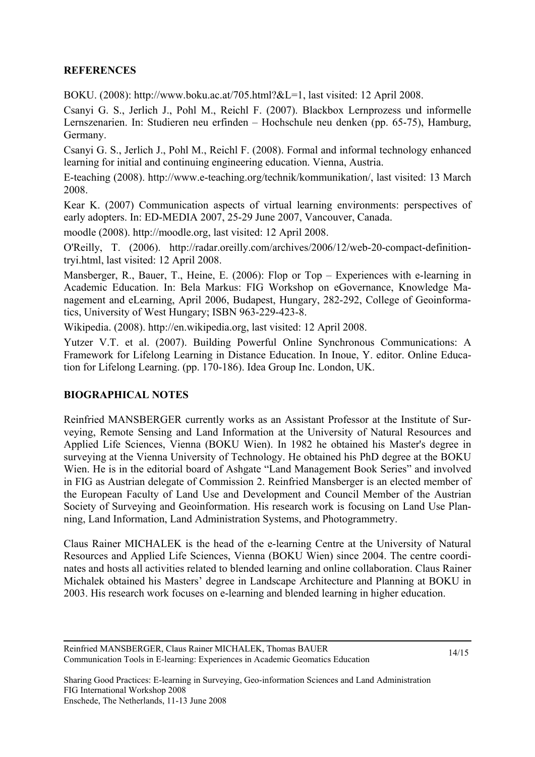## REFERENCES

BOKU. (2008): http://www.boku.ac.at/705.html?&L=1, last visited: 12 April 2008.

Csanyi G. S., Jerlich J., Pohl M., Reichl F. (2007). Blackbox Lernprozess und informelle Lernszenarien. In: Studieren neu erfinden – Hochschule neu denken (pp. 65-75), Hamburg, Germany.

Csanyi G. S., Jerlich J., Pohl M., Reichl F. (2008). Formal and informal technology enhanced learning for initial and continuing engineering education. Vienna, Austria.

E-teaching (2008). http://www.e-teaching.org/technik/kommunikation/, last visited: 13 March 2008.

Kear K. (2007) Communication aspects of virtual learning environments: perspectives of early adopters. In: ED-MEDIA 2007, 25-29 June 2007, Vancouver, Canada.

moodle (2008). http://moodle.org, last visited: 12 April 2008.

O'Reilly, T. (2006). http://radar.oreilly.com/archives/2006/12/web-20-compact-definition-tryi.html, last visited: 12 April 2008.

Mansberger, R., Bauer, T., Heine, E. (2006): Flop or Top – Experiences with e-learning in Academic Education. In: Bela Markus: FIG Workshop on eGovernance, Knowledge Management and eLearning, April 2006, Budapest, Hungary, 282-292, College of Geoinformatics, University of West Hungary; ISBN 963-229-423-8.

Wikipedia. (2008). http://en.wikipedia.org, last visited: 12 April 2008.

Yutzer V.T. et al. (2007). Building Powerful Online Synchronous Communications: A Framework for Lifelong Learning in Distance Education. In Inoue, Y. editor. Online Education for Lifelong Learning. (pp. 170-186). Idea Group Inc. London, UK.

## BIOGRAPHICAL NOTES

Reinfried MANSBERGER currently works as an Assistant Professor at the Institute of Surveying, Remote Sensing and Land Information at the University of Natural Resources and Applied Life Sciences, Vienna (BOKU Wien). In 1982 he obtained his Master's degree in surveying at the Vienna University of Technology. He obtained his PhD degree at the BOKU Wien. He is in the editorial board of Ashgate "Land Management Book Series" and involved in FIG as Austrian delegate of Commission 2. Reinfried Mansberger is an elected member of the European Faculty of Land Use and Development and Council Member of the Austrian Society of Surveying and Geoinformation. His research work is focusing on Land Use Planning, Land Information, Land Administration Systems, and Photogrammetry.

Claus Rainer MICHALEK is the head of the e-learning Centre at the University of Natural Resources and Applied Life Sciences, Vienna (BOKU Wien) since 2004. The centre coordinates and hosts all activities related to blended learning and online collaboration. Claus Rainer Michalek obtained his Masters' degree in Landscape Architecture and Planning at BOKU in 2003. His research work focuses on e-learning and blended learning in higher education.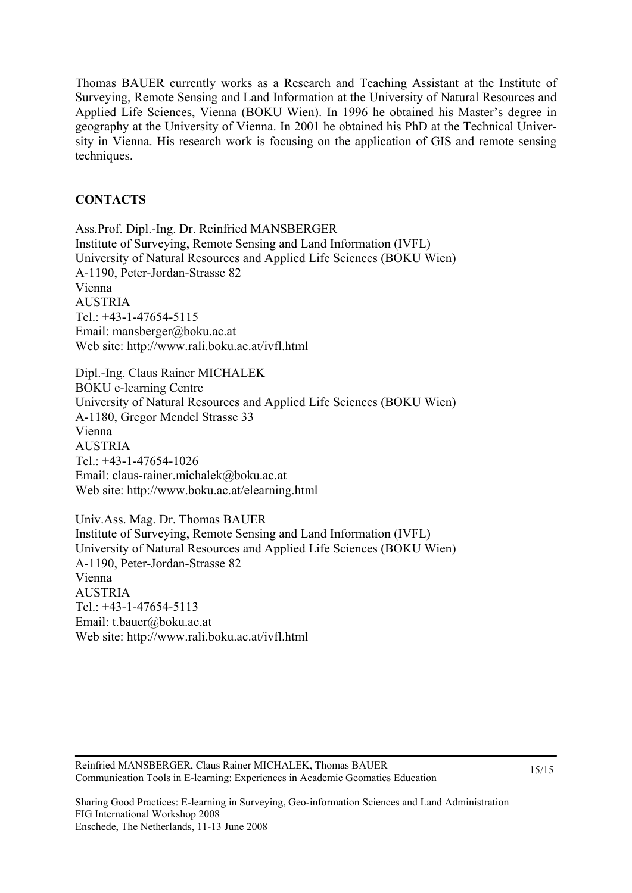Thomas BAUER currently works as a Research and Teaching Assistant at the Institute of Surveying, Remote Sensing and Land Information at the University of Natural Resources and Applied Life Sciences, Vienna (BOKU Wien). In 1996 he obtained his Master's degree in geography at the University of Vienna. In 2001 he obtained his PhD at the Technical University in Vienna. His research work is focusing on the application of GIS and remote sensing techniques.

## CONTACTS

Ass.Prof. Dipl.-Ing. Dr. Reinfried MANSBERGER
Institute of Surveying, Remote Sensing and Land Information (IVFL)
University of Natural Resources and Applied Life Sciences (BOKU Wien)
A-1190, Peter-Jordan-Strasse 82
Vienna
AUSTRIA
Tel.: +43-1-47654-5115
Email: mansberger@boku.ac.at
Web site: http://www.rali.boku.ac.at/ivfl.html

Dipl.-Ing. Claus Rainer MICHALEK
BOKU e-learning Centre
University of Natural Resources and Applied Life Sciences (BOKU Wien)
A-1180, Gregor Mendel Strasse 33
Vienna
AUSTRIA
Tel.: +43-1-47654-1026
Email: claus-rainer.michalek@boku.ac.at
Web site: http://www.boku.ac.at/elearning.html

Univ.Ass. Mag. Dr. Thomas BAUER
Institute of Surveying, Remote Sensing and Land Information (IVFL)
University of Natural Resources and Applied Life Sciences (BOKU Wien)
A-1190, Peter-Jordan-Strasse 82
Vienna
AUSTRIA
Tel.: +43-1-47654-5113
Email: t.bauer@boku.ac.at
Web site: http://www.rali.boku.ac.at/ivfl.html